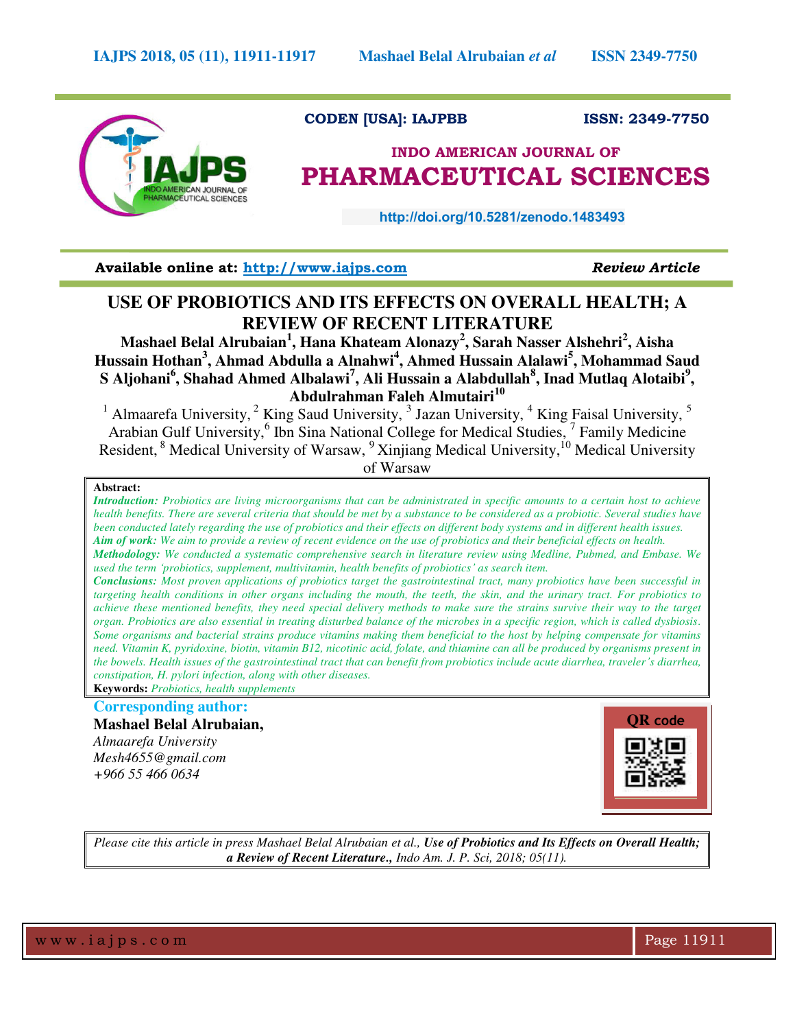CODEN [USA]: IAJPBB ISSN: 2349-7750

## INDO AMERICAN JOURNAL OF PHARMACEUTICAL SCIENCES

http://doi.org/10.5281/zenodo.1483493

**Available online at: http://www.iajps.com** ***Review Article***

# USE OF PROBIOTICS AND ITS EFFECTS ON OVERALL HEALTH; A REVIEW OF RECENT LITERATURE

**Mashael Belal Alrubaian[1], Hana Khateam Alonazy[2], Sarah Nasser Alshehri[2], Aisha Hussain Hothan[3], Ahmad Abdulla a Alnahwi[4], Ahmed Hussain Alalawi[5], Mohammad Saud S Aljohani[6], Shahad Ahmed Albalawi[7], Ali Hussain a Alabdullah[8], Inad Mutlaq Alotaibi[9], Abdulrahman Faleh Almutairi[10]**

[1] Almaarefa University, [2] King Saud University, [3] Jazan University, [4] King Faisal University, [5] Arabian Gulf University,[6] Ibn Sina National College for Medical Studies, [7] Family Medicine Resident, [8] Medical University of Warsaw, [9] Xinjiang Medical University,[10] Medical University of Warsaw

**Abstract:**

***Introduction:*** *Probiotics are living microorganisms that can be administrated in specific amounts to a certain host to achieve health benefits. There are several criteria that should be met by a substance to be considered as a probiotic. Several studies have been conducted lately regarding the use of probiotics and their effects on different body systems and in different health issues.*

***Aim of work:*** *We aim to provide a review of recent evidence on the use of probiotics and their beneficial effects on health.*

***Methodology:*** *We conducted a systematic comprehensive search in literature review using Medline, Pubmed, and Embase. We used the term 'probiotics, supplement, multivitamin, health benefits of probiotics' as search item.*

***Conclusions:*** *Most proven applications of probiotics target the gastrointestinal tract, many probiotics have been successful in targeting health conditions in other organs including the mouth, the teeth, the skin, and the urinary tract. For probiotics to achieve these mentioned benefits, they need special delivery methods to make sure the strains survive their way to the target organ. Probiotics are also essential in treating disturbed balance of the microbes in a specific region, which is called dysbiosis. Some organisms and bacterial strains produce vitamins making them beneficial to the host by helping compensate for vitamins need. Vitamin K, pyridoxine, biotin, vitamin B12, nicotinic acid, folate, and thiamine can all be produced by organisms present in the bowels. Health issues of the gastrointestinal tract that can benefit from probiotics include acute diarrhea, traveler's diarrhea, constipation, H. pylori infection, along with other diseases.*

**Keywords:** *Probiotics, health supplements*

**Corresponding author:**

**Mashael Belal Alrubaian,**
*Almaarefa University*
*Mesh4655@gmail.com*
*+966 55 466 0634*

QR code

*Please cite this article in press Mashael Belal Alrubaian et al.,* ***Use of Probiotics and Its Effects on Overall Health; a Review of Recent Literature.****, Indo Am. J. P. Sci, 2018; 05(11).*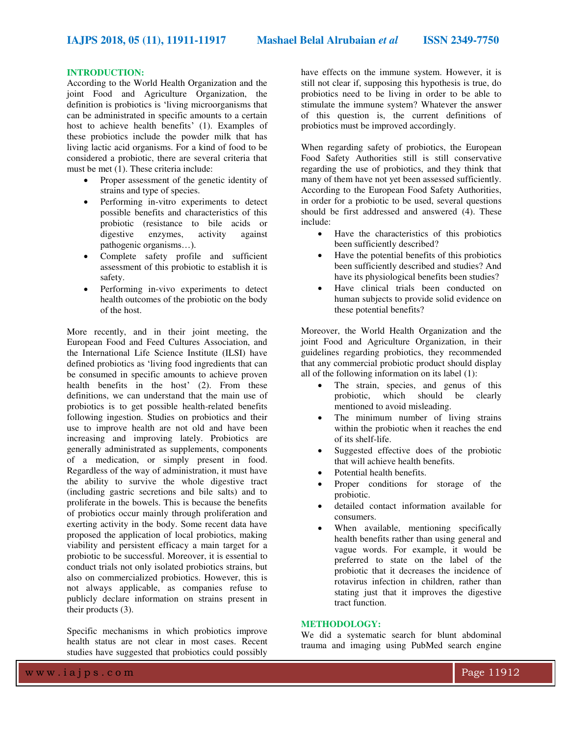## INTRODUCTION:

According to the World Health Organization and the joint Food and Agriculture Organization, the definition is probiotics is 'living microorganisms that can be administrated in specific amounts to a certain host to achieve health benefits' (1). Examples of these probiotics include the powder milk that has living lactic acid organisms. For a kind of food to be considered a probiotic, there are several criteria that must be met (1). These criteria include:

- Proper assessment of the genetic identity of strains and type of species.
- Performing in-vitro experiments to detect possible benefits and characteristics of this probiotic (resistance to bile acids or digestive enzymes, activity against pathogenic organisms…).
- Complete safety profile and sufficient assessment of this probiotic to establish it is safety.
- Performing in-vivo experiments to detect health outcomes of the probiotic on the body of the host.

More recently, and in their joint meeting, the European Food and Feed Cultures Association, and the International Life Science Institute (ILSI) have defined probiotics as 'living food ingredients that can be consumed in specific amounts to achieve proven health benefits in the host' (2). From these definitions, we can understand that the main use of probiotics is to get possible health-related benefits following ingestion. Studies on probiotics and their use to improve health are not old and have been increasing and improving lately. Probiotics are generally administrated as supplements, components of a medication, or simply present in food. Regardless of the way of administration, it must have the ability to survive the whole digestive tract (including gastric secretions and bile salts) and to proliferate in the bowels. This is because the benefits of probiotics occur mainly through proliferation and exerting activity in the body. Some recent data have proposed the application of local probiotics, making viability and persistent efficacy a main target for a probiotic to be successful. Moreover, it is essential to conduct trials not only isolated probiotics strains, but also on commercialized probiotics. However, this is not always applicable, as companies refuse to publicly declare information on strains present in their products (3).

Specific mechanisms in which probiotics improve health status are not clear in most cases. Recent studies have suggested that probiotics could possibly have effects on the immune system. However, it is still not clear if, supposing this hypothesis is true, do probiotics need to be living in order to be able to stimulate the immune system? Whatever the answer of this question is, the current definitions of probiotics must be improved accordingly.

When regarding safety of probiotics, the European Food Safety Authorities still is still conservative regarding the use of probiotics, and they think that many of them have not yet been assessed sufficiently. According to the European Food Safety Authorities, in order for a probiotic to be used, several questions should be first addressed and answered (4). These include:

- Have the characteristics of this probiotics been sufficiently described?
- Have the potential benefits of this probiotics been sufficiently described and studies? And have its physiological benefits been studies?
- Have clinical trials been conducted on human subjects to provide solid evidence on these potential benefits?

Moreover, the World Health Organization and the joint Food and Agriculture Organization, in their guidelines regarding probiotics, they recommended that any commercial probiotic product should display all of the following information on its label (1):

- The strain, species, and genus of this probiotic, which should be clearly mentioned to avoid misleading.
- The minimum number of living strains within the probiotic when it reaches the end of its shelf-life.
- Suggested effective does of the probiotic that will achieve health benefits.
- Potential health benefits.
- Proper conditions for storage of the probiotic.
- detailed contact information available for consumers.
- When available, mentioning specifically health benefits rather than using general and vague words. For example, it would be preferred to state on the label of the probiotic that it decreases the incidence of rotavirus infection in children, rather than stating just that it improves the digestive tract function.

## METHODOLOGY:

We did a systematic search for blunt abdominal trauma and imaging using PubMed search engine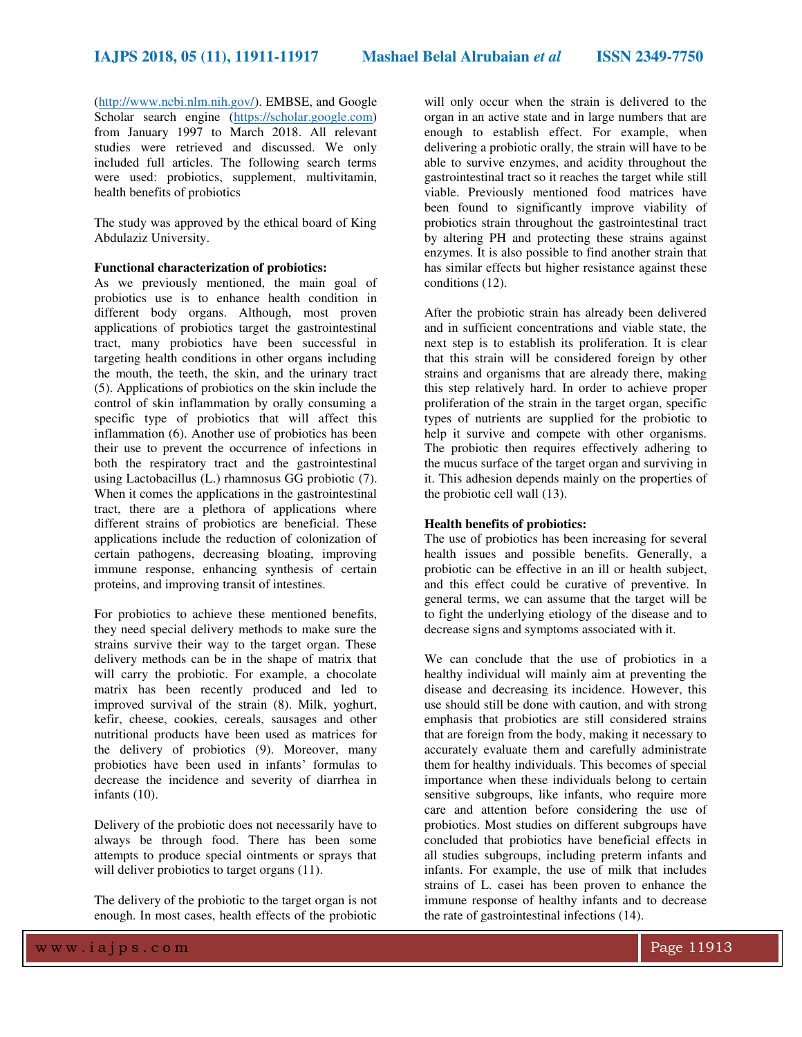(http://www.ncbi.nlm.nih.gov/). EMBSE, and Google Scholar search engine (https://scholar.google.com) from January 1997 to March 2018. All relevant studies were retrieved and discussed. We only included full articles. The following search terms were used: probiotics, supplement, multivitamin, health benefits of probiotics

The study was approved by the ethical board of King Abdulaziz University.

**Functional characterization of probiotics:**

As we previously mentioned, the main goal of probiotics use is to enhance health condition in different body organs. Although, most proven applications of probiotics target the gastrointestinal tract, many probiotics have been successful in targeting health conditions in other organs including the mouth, the teeth, the skin, and the urinary tract (5). Applications of probiotics on the skin include the control of skin inflammation by orally consuming a specific type of probiotics that will affect this inflammation (6). Another use of probiotics has been their use to prevent the occurrence of infections in both the respiratory tract and the gastrointestinal using Lactobacillus (L.) rhamnosus GG probiotic (7). When it comes the applications in the gastrointestinal tract, there are a plethora of applications where different strains of probiotics are beneficial. These applications include the reduction of colonization of certain pathogens, decreasing bloating, improving immune response, enhancing synthesis of certain proteins, and improving transit of intestines.

For probiotics to achieve these mentioned benefits, they need special delivery methods to make sure the strains survive their way to the target organ. These delivery methods can be in the shape of matrix that will carry the probiotic. For example, a chocolate matrix has been recently produced and led to improved survival of the strain (8). Milk, yoghurt, kefir, cheese, cookies, cereals, sausages and other nutritional products have been used as matrices for the delivery of probiotics (9). Moreover, many probiotics have been used in infants' formulas to decrease the incidence and severity of diarrhea in infants (10).

Delivery of the probiotic does not necessarily have to always be through food. There has been some attempts to produce special ointments or sprays that will deliver probiotics to target organs (11).

The delivery of the probiotic to the target organ is not enough. In most cases, health effects of the probiotic will only occur when the strain is delivered to the organ in an active state and in large numbers that are enough to establish effect. For example, when delivering a probiotic orally, the strain will have to be able to survive enzymes, and acidity throughout the gastrointestinal tract so it reaches the target while still viable. Previously mentioned food matrices have been found to significantly improve viability of probiotics strain throughout the gastrointestinal tract by altering PH and protecting these strains against enzymes. It is also possible to find another strain that has similar effects but higher resistance against these conditions (12).

After the probiotic strain has already been delivered and in sufficient concentrations and viable state, the next step is to establish its proliferation. It is clear that this strain will be considered foreign by other strains and organisms that are already there, making this step relatively hard. In order to achieve proper proliferation of the strain in the target organ, specific types of nutrients are supplied for the probiotic to help it survive and compete with other organisms. The probiotic then requires effectively adhering to the mucus surface of the target organ and surviving in it. This adhesion depends mainly on the properties of the probiotic cell wall (13).

**Health benefits of probiotics:**

The use of probiotics has been increasing for several health issues and possible benefits. Generally, a probiotic can be effective in an ill or health subject, and this effect could be curative of preventive. In general terms, we can assume that the target will be to fight the underlying etiology of the disease and to decrease signs and symptoms associated with it.

We can conclude that the use of probiotics in a healthy individual will mainly aim at preventing the disease and decreasing its incidence. However, this use should still be done with caution, and with strong emphasis that probiotics are still considered strains that are foreign from the body, making it necessary to accurately evaluate them and carefully administrate them for healthy individuals. This becomes of special importance when these individuals belong to certain sensitive subgroups, like infants, who require more care and attention before considering the use of probiotics. Most studies on different subgroups have concluded that probiotics have beneficial effects in all studies subgroups, including preterm infants and infants. For example, the use of milk that includes strains of L. casei has been proven to enhance the immune response of healthy infants and to decrease the rate of gastrointestinal infections (14).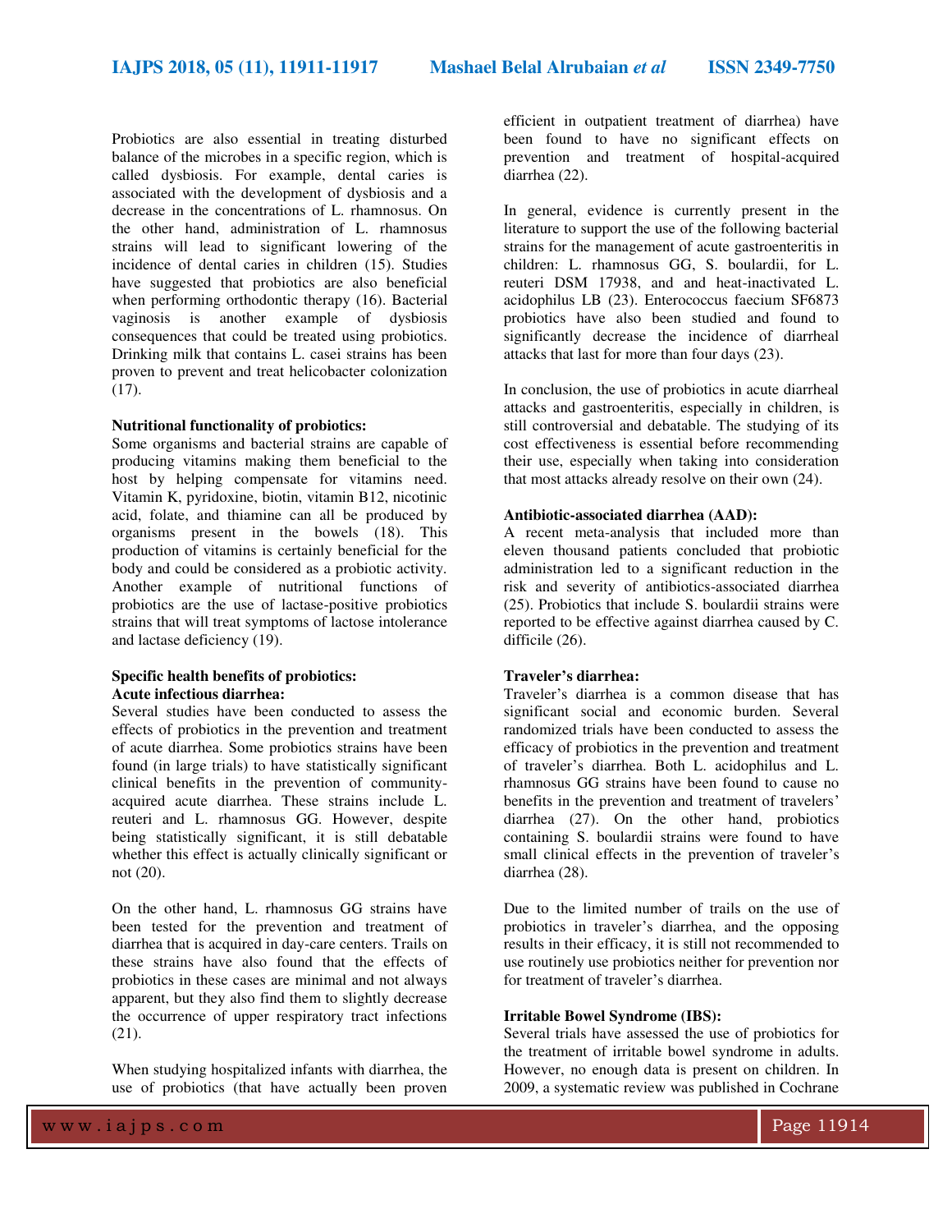Probiotics are also essential in treating disturbed balance of the microbes in a specific region, which is called dysbiosis. For example, dental caries is associated with the development of dysbiosis and a decrease in the concentrations of L. rhamnosus. On the other hand, administration of L. rhamnosus strains will lead to significant lowering of the incidence of dental caries in children (15). Studies have suggested that probiotics are also beneficial when performing orthodontic therapy (16). Bacterial vaginosis is another example of dysbiosis consequences that could be treated using probiotics. Drinking milk that contains L. casei strains has been proven to prevent and treat helicobacter colonization (17).

**Nutritional functionality of probiotics:**

Some organisms and bacterial strains are capable of producing vitamins making them beneficial to the host by helping compensate for vitamins need. Vitamin K, pyridoxine, biotin, vitamin B12, nicotinic acid, folate, and thiamine can all be produced by organisms present in the bowels (18). This production of vitamins is certainly beneficial for the body and could be considered as a probiotic activity. Another example of nutritional functions of probiotics are the use of lactase-positive probiotics strains that will treat symptoms of lactose intolerance and lactase deficiency (19).

**Specific health benefits of probiotics:**

**Acute infectious diarrhea:**

Several studies have been conducted to assess the effects of probiotics in the prevention and treatment of acute diarrhea. Some probiotics strains have been found (in large trials) to have statistically significant clinical benefits in the prevention of community-acquired acute diarrhea. These strains include L. reuteri and L. rhamnosus GG. However, despite being statistically significant, it is still debatable whether this effect is actually clinically significant or not (20).

On the other hand, L. rhamnosus GG strains have been tested for the prevention and treatment of diarrhea that is acquired in day-care centers. Trails on these strains have also found that the effects of probiotics in these cases are minimal and not always apparent, but they also find them to slightly decrease the occurrence of upper respiratory tract infections (21).

When studying hospitalized infants with diarrhea, the use of probiotics (that have actually been proven efficient in outpatient treatment of diarrhea) have been found to have no significant effects on prevention and treatment of hospital-acquired diarrhea (22).

In general, evidence is currently present in the literature to support the use of the following bacterial strains for the management of acute gastroenteritis in children: L. rhamnosus GG, S. boulardii, for L. reuteri DSM 17938, and and heat-inactivated L. acidophilus LB (23). Enterococcus faecium SF6873 probiotics have also been studied and found to significantly decrease the incidence of diarrheal attacks that last for more than four days (23).

In conclusion, the use of probiotics in acute diarrheal attacks and gastroenteritis, especially in children, is still controversial and debatable. The studying of its cost effectiveness is essential before recommending their use, especially when taking into consideration that most attacks already resolve on their own (24).

**Antibiotic-associated diarrhea (AAD):**

A recent meta-analysis that included more than eleven thousand patients concluded that probiotic administration led to a significant reduction in the risk and severity of antibiotics-associated diarrhea (25). Probiotics that include S. boulardii strains were reported to be effective against diarrhea caused by C. difficile (26).

**Traveler's diarrhea:**

Traveler's diarrhea is a common disease that has significant social and economic burden. Several randomized trials have been conducted to assess the efficacy of probiotics in the prevention and treatment of traveler's diarrhea. Both L. acidophilus and L. rhamnosus GG strains have been found to cause no benefits in the prevention and treatment of travelers' diarrhea (27). On the other hand, probiotics containing S. boulardii strains were found to have small clinical effects in the prevention of traveler's diarrhea (28).

Due to the limited number of trails on the use of probiotics in traveler's diarrhea, and the opposing results in their efficacy, it is still not recommended to use routinely use probiotics neither for prevention nor for treatment of traveler's diarrhea.

**Irritable Bowel Syndrome (IBS):**

Several trials have assessed the use of probiotics for the treatment of irritable bowel syndrome in adults. However, no enough data is present on children. In 2009, a systematic review was published in Cochrane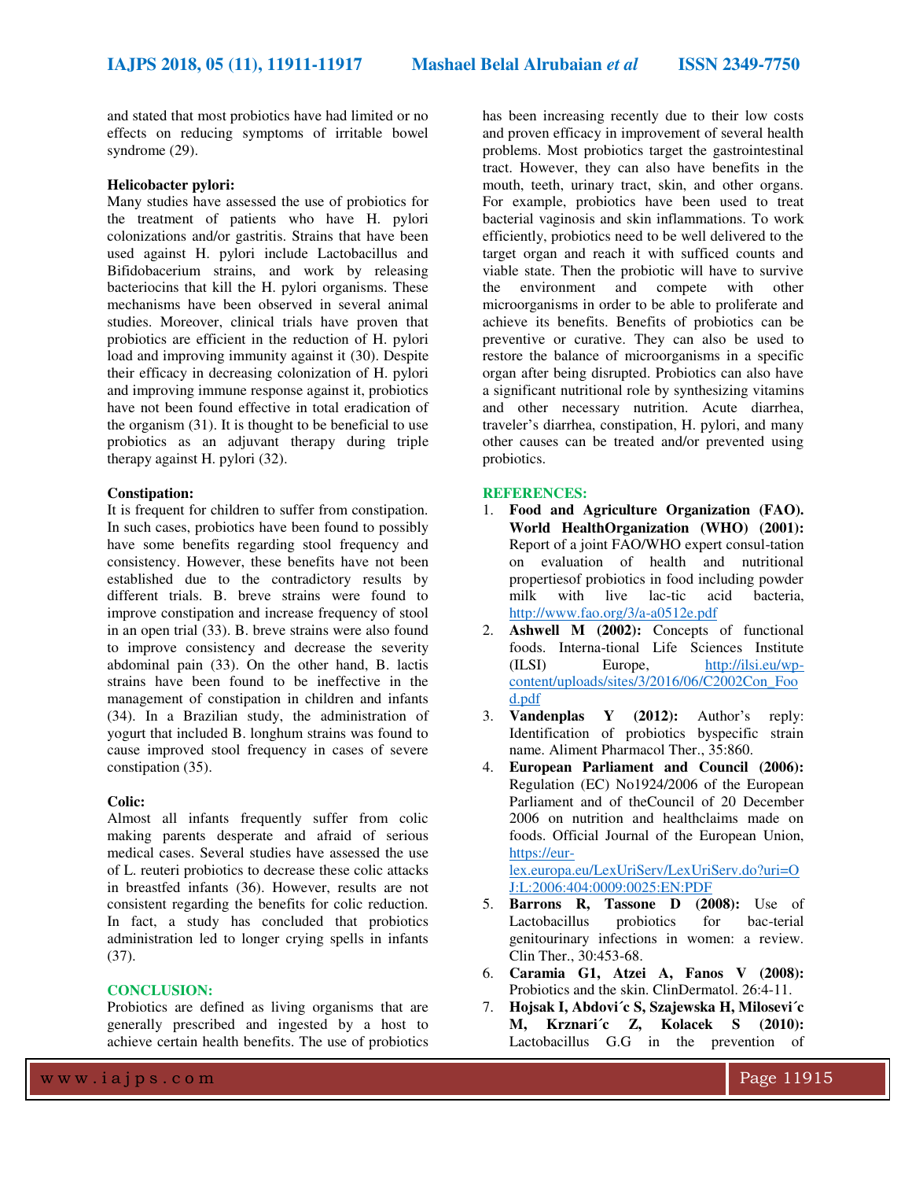and stated that most probiotics have had limited or no effects on reducing symptoms of irritable bowel syndrome (29).

**Helicobacter pylori:**

Many studies have assessed the use of probiotics for the treatment of patients who have H. pylori colonizations and/or gastritis. Strains that have been used against H. pylori include Lactobacillus and Bifidobacerium strains, and work by releasing bacteriocins that kill the H. pylori organisms. These mechanisms have been observed in several animal studies. Moreover, clinical trials have proven that probiotics are efficient in the reduction of H. pylori load and improving immunity against it (30). Despite their efficacy in decreasing colonization of H. pylori and improving immune response against it, probiotics have not been found effective in total eradication of the organism (31). It is thought to be beneficial to use probiotics as an adjuvant therapy during triple therapy against H. pylori (32).

**Constipation:**

It is frequent for children to suffer from constipation. In such cases, probiotics have been found to possibly have some benefits regarding stool frequency and consistency. However, these benefits have not been established due to the contradictory results by different trials. B. breve strains were found to improve constipation and increase frequency of stool in an open trial (33). B. breve strains were also found to improve consistency and decrease the severity abdominal pain (33). On the other hand, B. lactis strains have been found to be ineffective in the management of constipation in children and infants (34). In a Brazilian study, the administration of yogurt that included B. longhum strains was found to cause improved stool frequency in cases of severe constipation (35).

**Colic:**

Almost all infants frequently suffer from colic making parents desperate and afraid of serious medical cases. Several studies have assessed the use of L. reuteri probiotics to decrease these colic attacks in breastfed infants (36). However, results are not consistent regarding the benefits for colic reduction. In fact, a study has concluded that probiotics administration led to longer crying spells in infants (37).

## CONCLUSION:

Probiotics are defined as living organisms that are generally prescribed and ingested by a host to achieve certain health benefits. The use of probiotics has been increasing recently due to their low costs and proven efficacy in improvement of several health problems. Most probiotics target the gastrointestinal tract. However, they can also have benefits in the mouth, teeth, urinary tract, skin, and other organs. For example, probiotics have been used to treat bacterial vaginosis and skin inflammations. To work efficiently, probiotics need to be well delivered to the target organ and reach it with sufficed counts and viable state. Then the probiotic will have to survive the environment and compete with other microorganisms in order to be able to proliferate and achieve its benefits. Benefits of probiotics can be preventive or curative. They can also be used to restore the balance of microorganisms in a specific organ after being disrupted. Probiotics can also have a significant nutritional role by synthesizing vitamins and other necessary nutrition. Acute diarrhea, traveler's diarrhea, constipation, H. pylori, and many other causes can be treated and/or prevented using probiotics.

## REFERENCES:

1. **Food and Agriculture Organization (FAO). World HealthOrganization (WHO) (2001):** Report of a joint FAO/WHO expert consul-tation on evaluation of health and nutritional propertiesof probiotics in food including powder milk with live lac-tic acid bacteria, http://www.fao.org/3/a-a0512e.pdf
2. **Ashwell M (2002):** Concepts of functional foods. Interna-tional Life Sciences Institute (ILSI) Europe, http://ilsi.eu/wp-content/uploads/sites/3/2016/06/C2002Con_Food.pdf
3. **Vandenplas Y (2012):** Author's reply: Identification of probiotics byspecific strain name. Aliment Pharmacol Ther., 35:860.
4. **European Parliament and Council (2006):** Regulation (EC) No1924/2006 of the European Parliament and of theCouncil of 20 December 2006 on nutrition and healthclaims made on foods. Official Journal of the European Union, https://eur-lex.europa.eu/LexUriServ/LexUriServ.do?uri=OJ:L:2006:404:0009:0025:EN:PDF
5. **Barrons R, Tassone D (2008):** Use of Lactobacillus probiotics for bac-terial genitourinary infections in women: a review. Clin Ther., 30:453-68.
6. **Caramia G1, Atzei A, Fanos V (2008):** Probiotics and the skin. ClinDermatol. 26:4-11.
7. **Hojsak I, Abdovi´c S, Szajewska H, Milosevi´c M, Krznari´c Z, Kolacek S (2010):** Lactobacillus G.G in the prevention of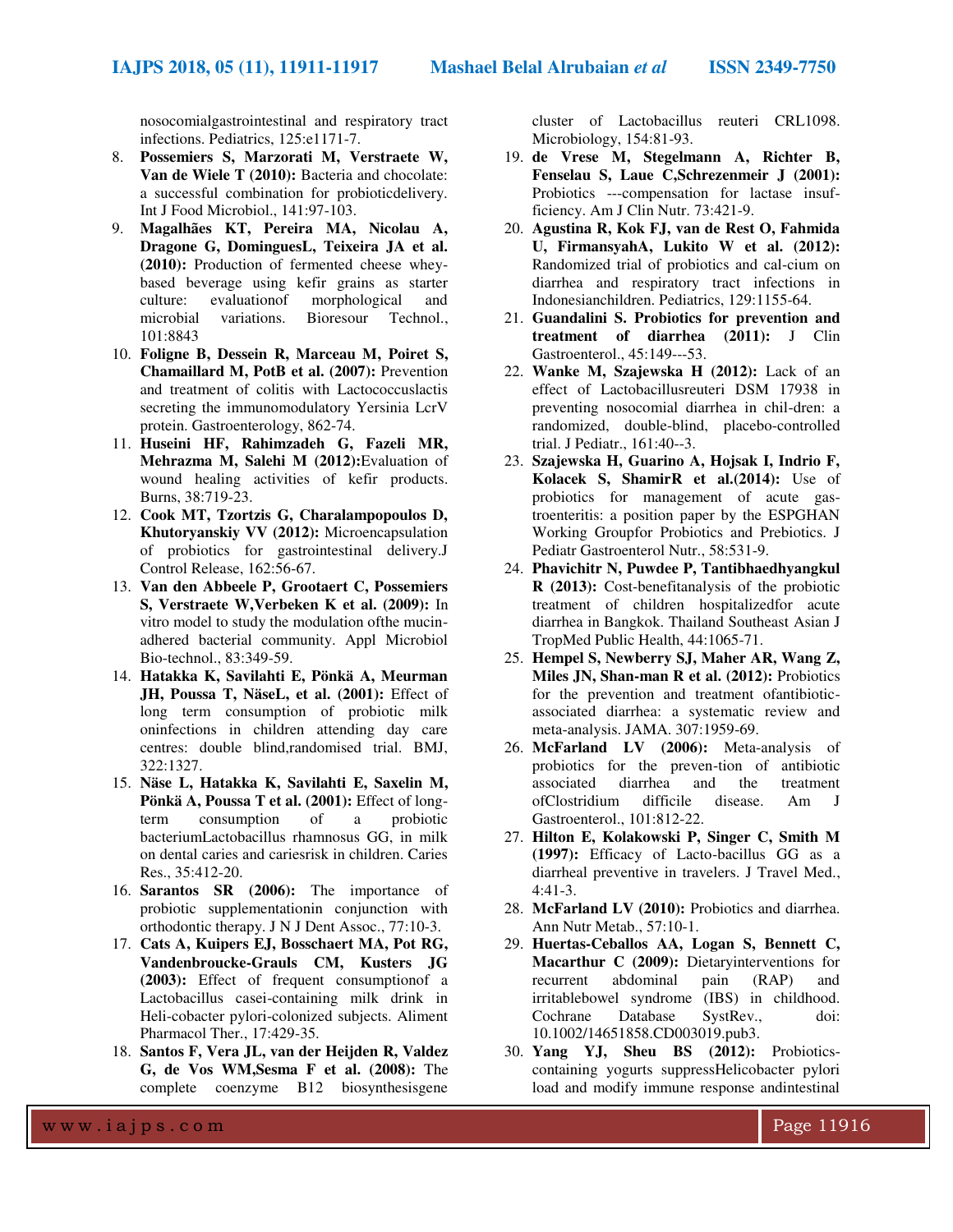nosocomialgastrointestinal and respiratory tract infections. Pediatrics, 125:e1171-7.

8. **Possemiers S, Marzorati M, Verstraete W, Van de Wiele T (2010):** Bacteria and chocolate: a successful combination for probioticdelivery. Int J Food Microbiol., 141:97-103.
9. **Magalhães KT, Pereira MA, Nicolau A, Dragone G, DominguesL, Teixeira JA et al. (2010):** Production of fermented cheese whey-based beverage using kefir grains as starter culture: evaluationof morphological and microbial variations. Bioresour Technol., 101:8843
10. **Foligne B, Dessein R, Marceau M, Poiret S, Chamaillard M, PotB et al. (2007):** Prevention and treatment of colitis with Lactococcuslactis secreting the immunomodulatory Yersinia LcrV protein. Gastroenterology, 862-74.
11. **Huseini HF, Rahimzadeh G, Fazeli MR, Mehrazma M, Salehi M (2012):**Evaluation of wound healing activities of kefir products. Burns, 38:719-23.
12. **Cook MT, Tzortzis G, Charalampopoulos D, Khutoryanskiy VV (2012):** Microencapsulation of probiotics for gastrointestinal delivery.J Control Release, 162:56-67.
13. **Van den Abbeele P, Grootaert C, Possemiers S, Verstraete W,Verbeken K et al. (2009):** In vitro model to study the modulation ofthe mucin-adhered bacterial community. Appl Microbiol Bio-technol., 83:349-59.
14. **Hatakka K, Savilahti E, Pönkä A, Meurman JH, Poussa T, NäseL, et al. (2001):** Effect of long term consumption of probiotic milk oninfections in children attending day care centres: double blind,randomised trial. BMJ, 322:1327.
15. **Näse L, Hatakka K, Savilahti E, Saxelin M, Pönkä A, Poussa T et al. (2001):** Effect of long-term consumption of a probiotic bacteriumLactobacillus rhamnosus GG, in milk on dental caries and cariesrisk in children. Caries Res., 35:412-20.
16. **Sarantos SR (2006):** The importance of probiotic supplementationin conjunction with orthodontic therapy. J N J Dent Assoc., 77:10-3.
17. **Cats A, Kuipers EJ, Bosschaert MA, Pot RG, Vandenbroucke-Grauls CM, Kusters JG (2003):** Effect of frequent consumptionof a Lactobacillus casei-containing milk drink in Heli-cobacter pylori-colonized subjects. Aliment Pharmacol Ther., 17:429-35.
18. **Santos F, Vera JL, van der Heijden R, Valdez G, de Vos WM,Sesma F et al. (2008):** The complete coenzyme B12 biosynthesisgene cluster of Lactobacillus reuteri CRL1098. Microbiology, 154:81-93.
19. **de Vrese M, Stegelmann A, Richter B, Fenselau S, Laue C,Schrezenmeir J (2001):** Probiotics ---compensation for lactase insuf-ficiency. Am J Clin Nutr. 73:421-9.
20. **Agustina R, Kok FJ, van de Rest O, Fahmida U, FirmansyahA, Lukito W et al. (2012):** Randomized trial of probiotics and cal-cium on diarrhea and respiratory tract infections in Indonesianchildren. Pediatrics, 129:1155-64.
21. **Guandalini S. Probiotics for prevention and treatment of diarrhea (2011):** J Clin Gastroenterol., 45:149---53.
22. **Wanke M, Szajewska H (2012):** Lack of an effect of Lactobacillusreuteri DSM 17938 in preventing nosocomial diarrhea in chil-dren: a randomized, double-blind, placebo-controlled trial. J Pediatr., 161:40--3.
23. **Szajewska H, Guarino A, Hojsak I, Indrio F, Kolacek S, ShamirR et al.(2014):** Use of probiotics for management of acute gas-troenteritis: a position paper by the ESPGHAN Working Groupfor Probiotics and Prebiotics. J Pediatr Gastroenterol Nutr., 58:531-9.
24. **Phavichitr N, Puwdee P, Tantibhaedhyangkul R (2013):** Cost-benefitanalysis of the probiotic treatment of children hospitalizedfor acute diarrhea in Bangkok. Thailand Southeast Asian J TropMed Public Health, 44:1065-71.
25. **Hempel S, Newberry SJ, Maher AR, Wang Z, Miles JN, Shan-man R et al. (2012):** Probiotics for the prevention and treatment ofantibiotic-associated diarrhea: a systematic review and meta-analysis. JAMA. 307:1959-69.
26. **McFarland LV (2006):** Meta-analysis of probiotics for the preven-tion of antibiotic associated diarrhea and the treatment ofClostridium difficile disease. Am J Gastroenterol., 101:812-22.
27. **Hilton E, Kolakowski P, Singer C, Smith M (1997):** Efficacy of Lacto-bacillus GG as a diarrheal preventive in travelers. J Travel Med., 4:41-3.
28. **McFarland LV (2010):** Probiotics and diarrhea. Ann Nutr Metab., 57:10-1.
29. **Huertas-Ceballos AA, Logan S, Bennett C, Macarthur C (2009):** Dietaryinterventions for recurrent abdominal pain (RAP) and irritablebowel syndrome (IBS) in childhood. Cochrane Database SystRev., doi: 10.1002/14651858.CD003019.pub3.
30. **Yang YJ, Sheu BS (2012):** Probiotics-containing yogurts suppressHelicobacter pylori load and modify immune response andintestinal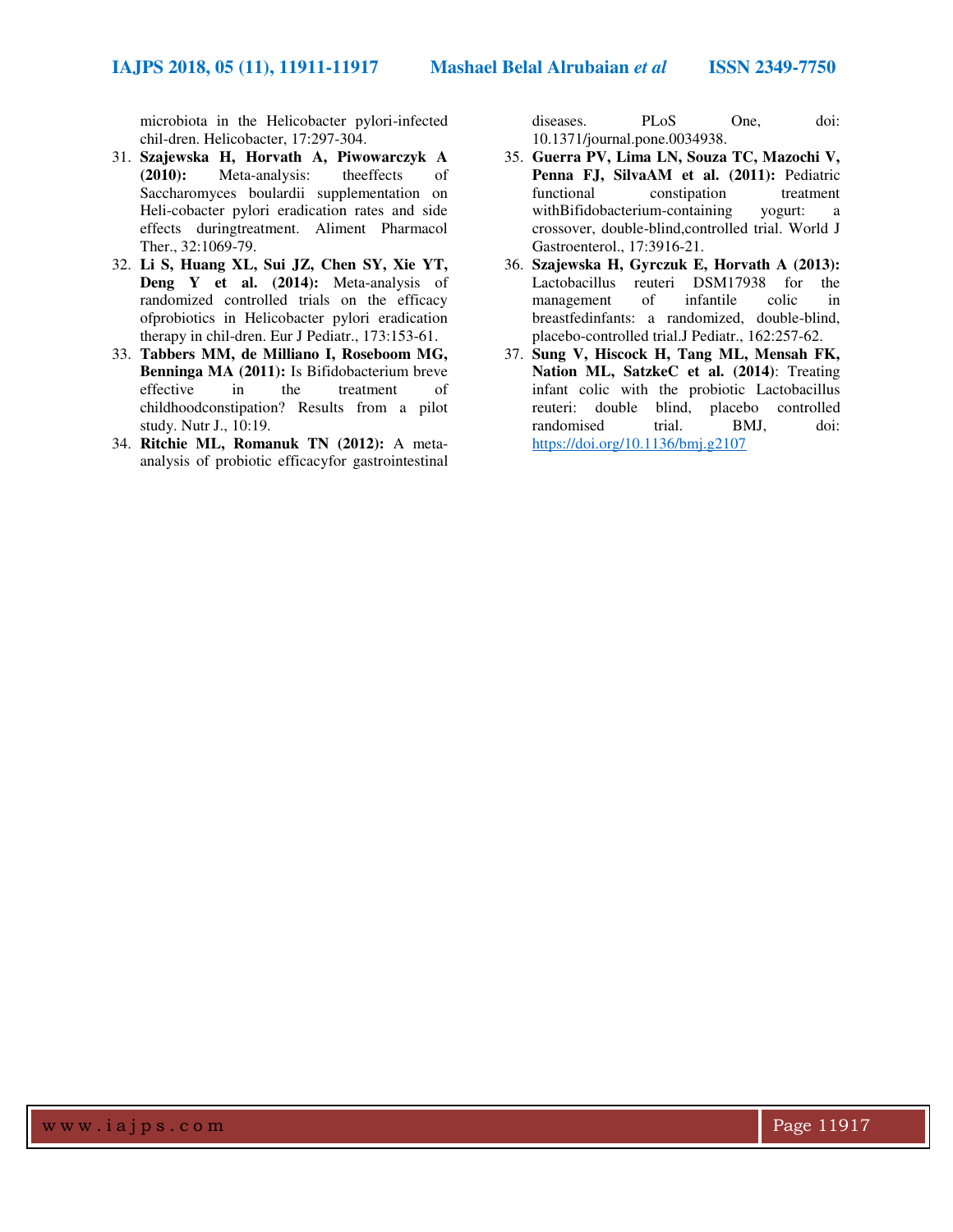microbiota in the Helicobacter pylori-infected chil-dren. Helicobacter, 17:297-304.

31. **Szajewska H, Horvath A, Piwowarczyk A (2010):** Meta-analysis: theeffects of Saccharomyces boulardii supplementation on Heli-cobacter pylori eradication rates and side effects duringtreatment. Aliment Pharmacol Ther., 32:1069-79.
32. **Li S, Huang XL, Sui JZ, Chen SY, Xie YT, Deng Y et al. (2014):** Meta-analysis of randomized controlled trials on the efficacy ofprobiotics in Helicobacter pylori eradication therapy in chil-dren. Eur J Pediatr., 173:153-61.
33. **Tabbers MM, de Milliano I, Roseboom MG, Benninga MA (2011):** Is Bifidobacterium breve effective in the treatment of childhoodconstipation? Results from a pilot study. Nutr J., 10:19.
34. **Ritchie ML, Romanuk TN (2012):** A meta-analysis of probiotic efficacyfor gastrointestinal diseases. PLoS One, doi: 10.1371/journal.pone.0034938.
35. **Guerra PV, Lima LN, Souza TC, Mazochi V, Penna FJ, SilvaAM et al. (2011):** Pediatric functional constipation treatment withBifidobacterium-containing yogurt: a crossover, double-blind,controlled trial. World J Gastroenterol., 17:3916-21.
36. **Szajewska H, Gyrczuk E, Horvath A (2013):** Lactobacillus reuteri DSM17938 for the management of infantile colic in breastfedinfants: a randomized, double-blind, placebo-controlled trial.J Pediatr., 162:257-62.
37. **Sung V, Hiscock H, Tang ML, Mensah FK, Nation ML, SatzkeC et al. (2014)**: Treating infant colic with the probiotic Lactobacillus reuteri: double blind, placebo controlled randomised trial. BMJ, doi: https://doi.org/10.1136/bmj.g2107